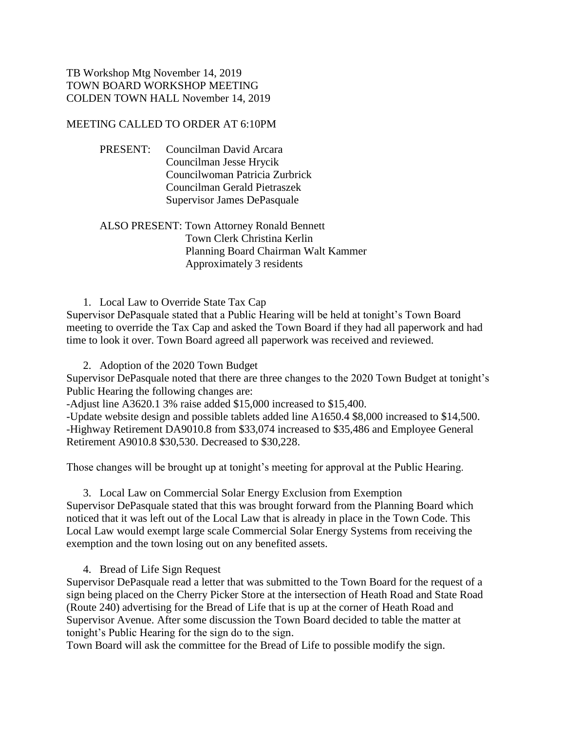TB Workshop Mtg November 14, 2019
TOWN BOARD WORKSHOP MEETING
COLDEN TOWN HALL November 14, 2019

MEETING CALLED TO ORDER AT 6:10PM

PRESENT: Councilman David Arcara
Councilman Jesse Hrycik
Councilwoman Patricia Zurbrick
Councilman Gerald Pietraszek
Supervisor James DePasquale

ALSO PRESENT: Town Attorney Ronald Bennett
Town Clerk Christina Kerlin
Planning Board Chairman Walt Kammer
Approximately 3 residents

1. Local Law to Override State Tax Cap

Supervisor DePasquale stated that a Public Hearing will be held at tonight's Town Board meeting to override the Tax Cap and asked the Town Board if they had all paperwork and had time to look it over. Town Board agreed all paperwork was received and reviewed.

2. Adoption of the 2020 Town Budget

Supervisor DePasquale noted that there are three changes to the 2020 Town Budget at tonight's Public Hearing the following changes are:

-Adjust line A3620.1 3% raise added $15,000 increased to $15,400.
-Update website design and possible tablets added line A1650.4 $8,000 increased to $14,500.
-Highway Retirement DA9010.8 from $33,074 increased to $35,486 and Employee General Retirement A9010.8 $30,530. Decreased to $30,228.

Those changes will be brought up at tonight's meeting for approval at the Public Hearing.

3. Local Law on Commercial Solar Energy Exclusion from Exemption

Supervisor DePasquale stated that this was brought forward from the Planning Board which noticed that it was left out of the Local Law that is already in place in the Town Code. This Local Law would exempt large scale Commercial Solar Energy Systems from receiving the exemption and the town losing out on any benefited assets.

4. Bread of Life Sign Request

Supervisor DePasquale read a letter that was submitted to the Town Board for the request of a sign being placed on the Cherry Picker Store at the intersection of Heath Road and State Road (Route 240) advertising for the Bread of Life that is up at the corner of Heath Road and Supervisor Avenue. After some discussion the Town Board decided to table the matter at tonight's Public Hearing for the sign do to the sign.
Town Board will ask the committee for the Bread of Life to possible modify the sign.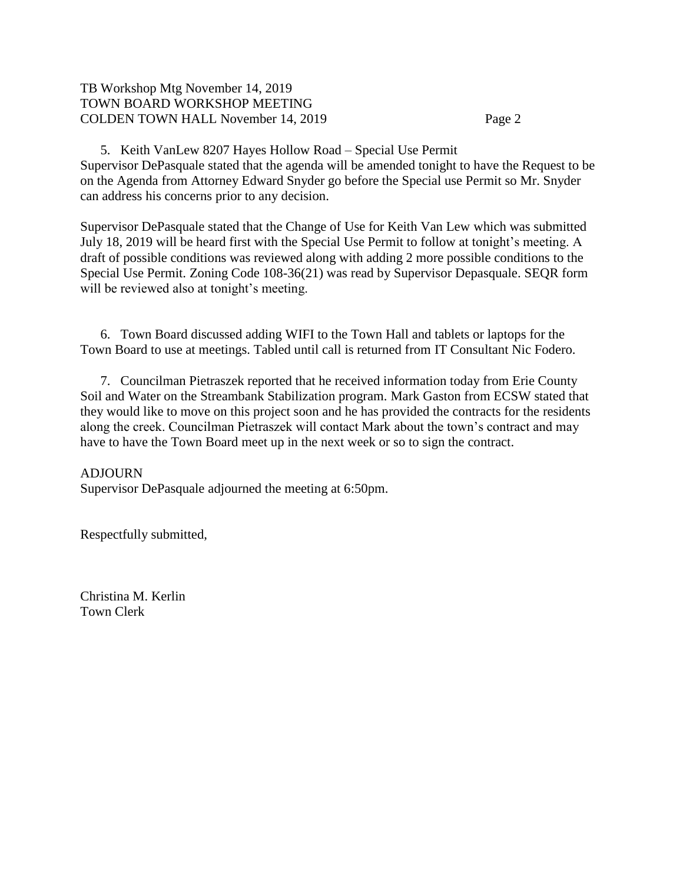5. Keith VanLew 8207 Hayes Hollow Road – Special Use Permit

Supervisor DePasquale stated that the agenda will be amended tonight to have the Request to be on the Agenda from Attorney Edward Snyder go before the Special use Permit so Mr. Snyder can address his concerns prior to any decision.

Supervisor DePasquale stated that the Change of Use for Keith Van Lew which was submitted July 18, 2019 will be heard first with the Special Use Permit to follow at tonight's meeting. A draft of possible conditions was reviewed along with adding 2 more possible conditions to the Special Use Permit. Zoning Code 108-36(21) was read by Supervisor Depasquale. SEQR form will be reviewed also at tonight's meeting.

6. Town Board discussed adding WIFI to the Town Hall and tablets or laptops for the Town Board to use at meetings. Tabled until call is returned from IT Consultant Nic Fodero.

7. Councilman Pietraszek reported that he received information today from Erie County Soil and Water on the Streambank Stabilization program. Mark Gaston from ECSW stated that they would like to move on this project soon and he has provided the contracts for the residents along the creek. Councilman Pietraszek will contact Mark about the town's contract and may have to have the Town Board meet up in the next week or so to sign the contract.

ADJOURN

Supervisor DePasquale adjourned the meeting at 6:50pm.

Respectfully submitted,

Christina M. Kerlin
Town Clerk